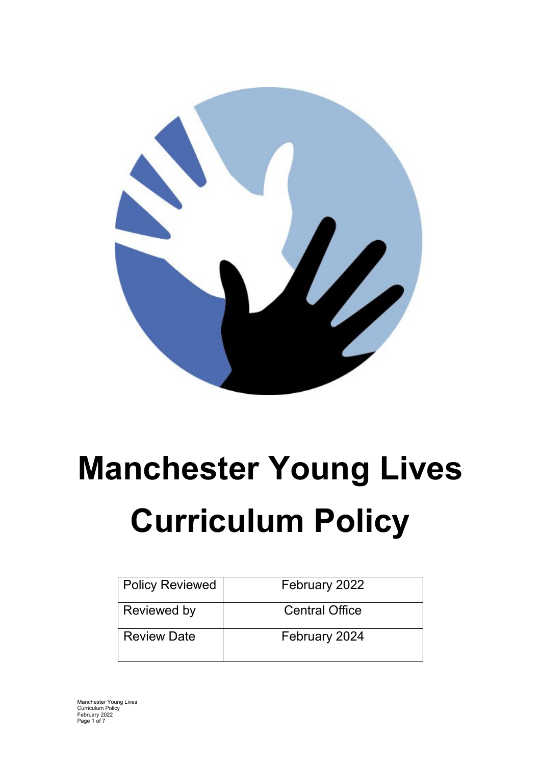# Manchester Young Lives Curriculum Policy

| | |
|---|---|
| Policy Reviewed | February 2022 |
| Reviewed by | Central Office |
| Review Date | February 2024 |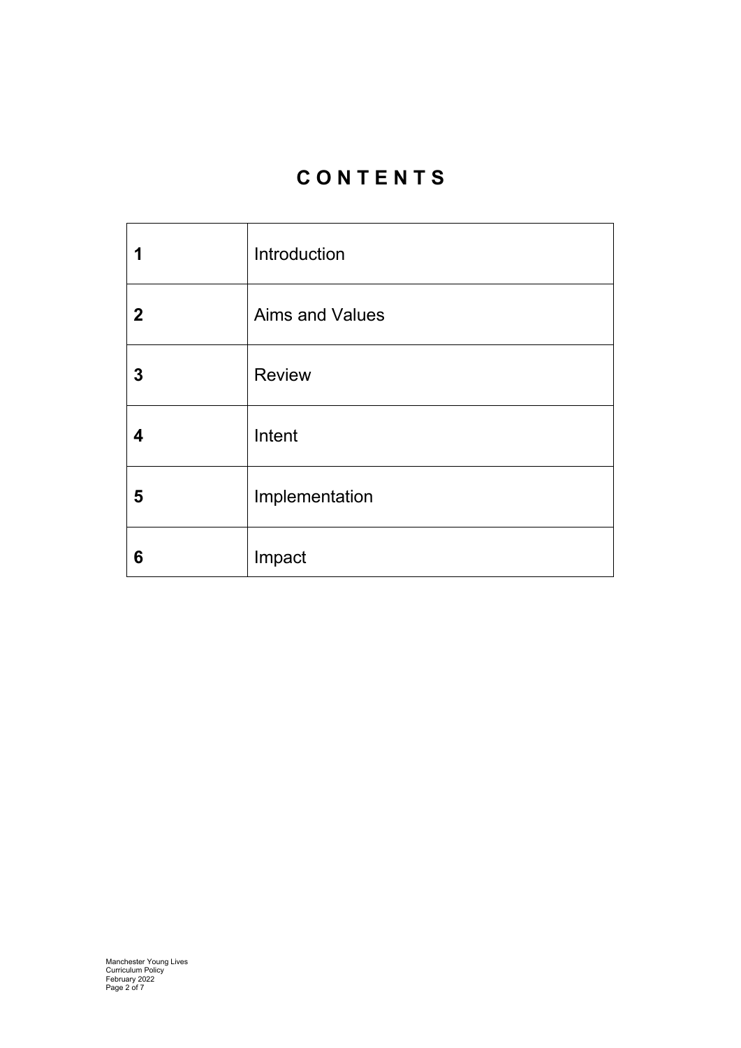# CONTENTS

| | |
|---|---|
| **1** | Introduction |
| **2** | Aims and Values |
| **3** | Review |
| **4** | Intent |
| **5** | Implementation |
| **6** | Impact |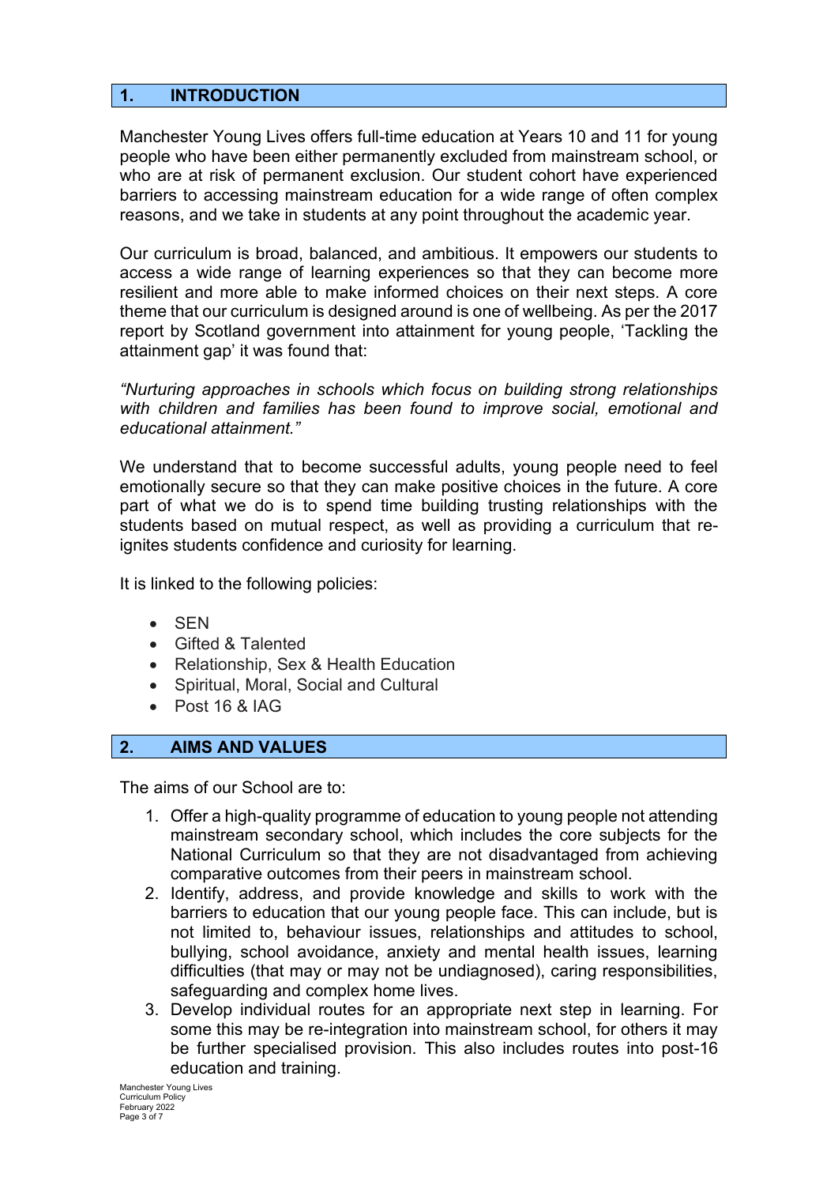## 1. INTRODUCTION

Manchester Young Lives offers full-time education at Years 10 and 11 for young people who have been either permanently excluded from mainstream school, or who are at risk of permanent exclusion. Our student cohort have experienced barriers to accessing mainstream education for a wide range of often complex reasons, and we take in students at any point throughout the academic year.

Our curriculum is broad, balanced, and ambitious. It empowers our students to access a wide range of learning experiences so that they can become more resilient and more able to make informed choices on their next steps. A core theme that our curriculum is designed around is one of wellbeing. As per the 2017 report by Scotland government into attainment for young people, 'Tackling the attainment gap' it was found that:

*"Nurturing approaches in schools which focus on building strong relationships with children and families has been found to improve social, emotional and educational attainment."*

We understand that to become successful adults, young people need to feel emotionally secure so that they can make positive choices in the future. A core part of what we do is to spend time building trusting relationships with the students based on mutual respect, as well as providing a curriculum that re-ignites students confidence and curiosity for learning.

It is linked to the following policies:

- SEN
- Gifted & Talented
- Relationship, Sex & Health Education
- Spiritual, Moral, Social and Cultural
- Post 16 & IAG

## 2. AIMS AND VALUES

The aims of our School are to:

1. Offer a high-quality programme of education to young people not attending mainstream secondary school, which includes the core subjects for the National Curriculum so that they are not disadvantaged from achieving comparative outcomes from their peers in mainstream school.
2. Identify, address, and provide knowledge and skills to work with the barriers to education that our young people face. This can include, but is not limited to, behaviour issues, relationships and attitudes to school, bullying, school avoidance, anxiety and mental health issues, learning difficulties (that may or may not be undiagnosed), caring responsibilities, safeguarding and complex home lives.
3. Develop individual routes for an appropriate next step in learning. For some this may be re-integration into mainstream school, for others it may be further specialised provision. This also includes routes into post-16 education and training.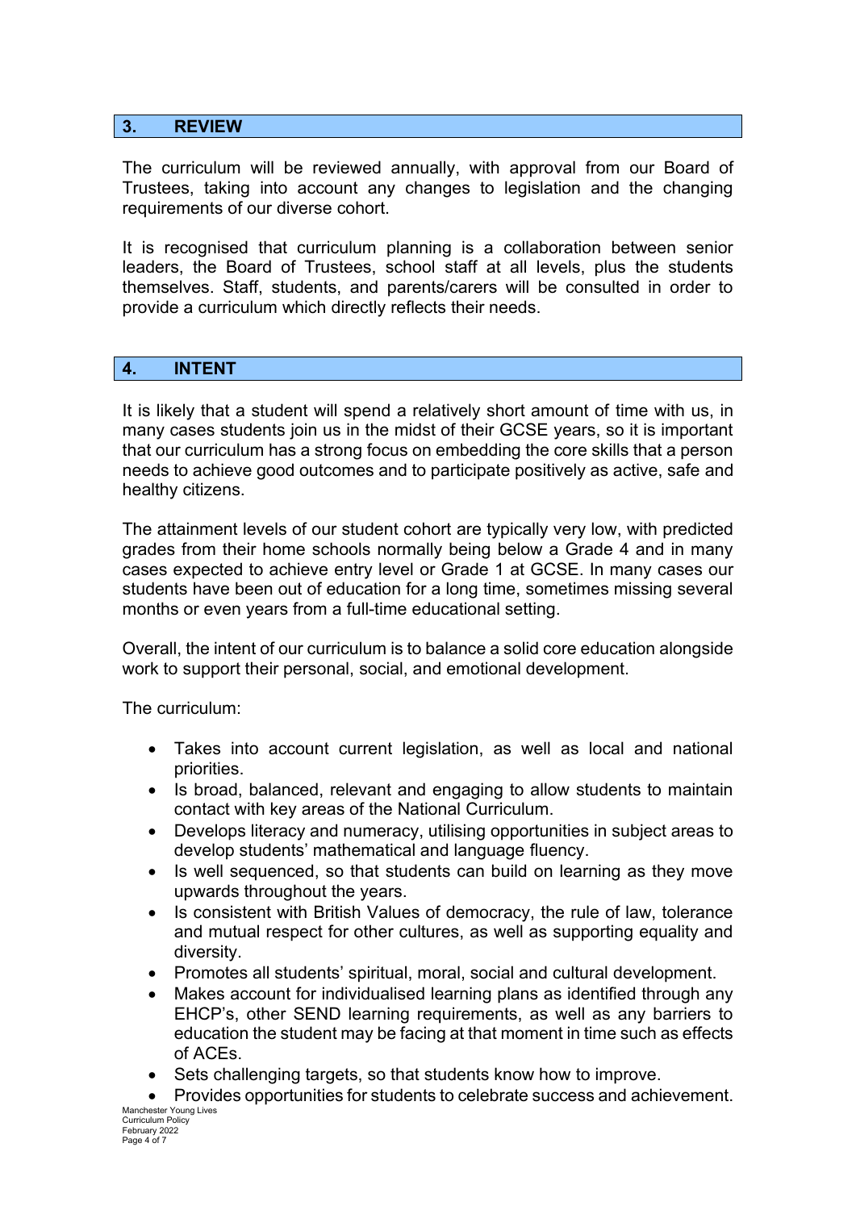## 3. REVIEW

The curriculum will be reviewed annually, with approval from our Board of Trustees, taking into account any changes to legislation and the changing requirements of our diverse cohort.

It is recognised that curriculum planning is a collaboration between senior leaders, the Board of Trustees, school staff at all levels, plus the students themselves. Staff, students, and parents/carers will be consulted in order to provide a curriculum which directly reflects their needs.

## 4. INTENT

It is likely that a student will spend a relatively short amount of time with us, in many cases students join us in the midst of their GCSE years, so it is important that our curriculum has a strong focus on embedding the core skills that a person needs to achieve good outcomes and to participate positively as active, safe and healthy citizens.

The attainment levels of our student cohort are typically very low, with predicted grades from their home schools normally being below a Grade 4 and in many cases expected to achieve entry level or Grade 1 at GCSE. In many cases our students have been out of education for a long time, sometimes missing several months or even years from a full-time educational setting.

Overall, the intent of our curriculum is to balance a solid core education alongside work to support their personal, social, and emotional development.

The curriculum:

- Takes into account current legislation, as well as local and national priorities.
- Is broad, balanced, relevant and engaging to allow students to maintain contact with key areas of the National Curriculum.
- Develops literacy and numeracy, utilising opportunities in subject areas to develop students' mathematical and language fluency.
- Is well sequenced, so that students can build on learning as they move upwards throughout the years.
- Is consistent with British Values of democracy, the rule of law, tolerance and mutual respect for other cultures, as well as supporting equality and diversity.
- Promotes all students' spiritual, moral, social and cultural development.
- Makes account for individualised learning plans as identified through any EHCP's, other SEND learning requirements, as well as any barriers to education the student may be facing at that moment in time such as effects of ACEs.
- Sets challenging targets, so that students know how to improve.
- Provides opportunities for students to celebrate success and achievement.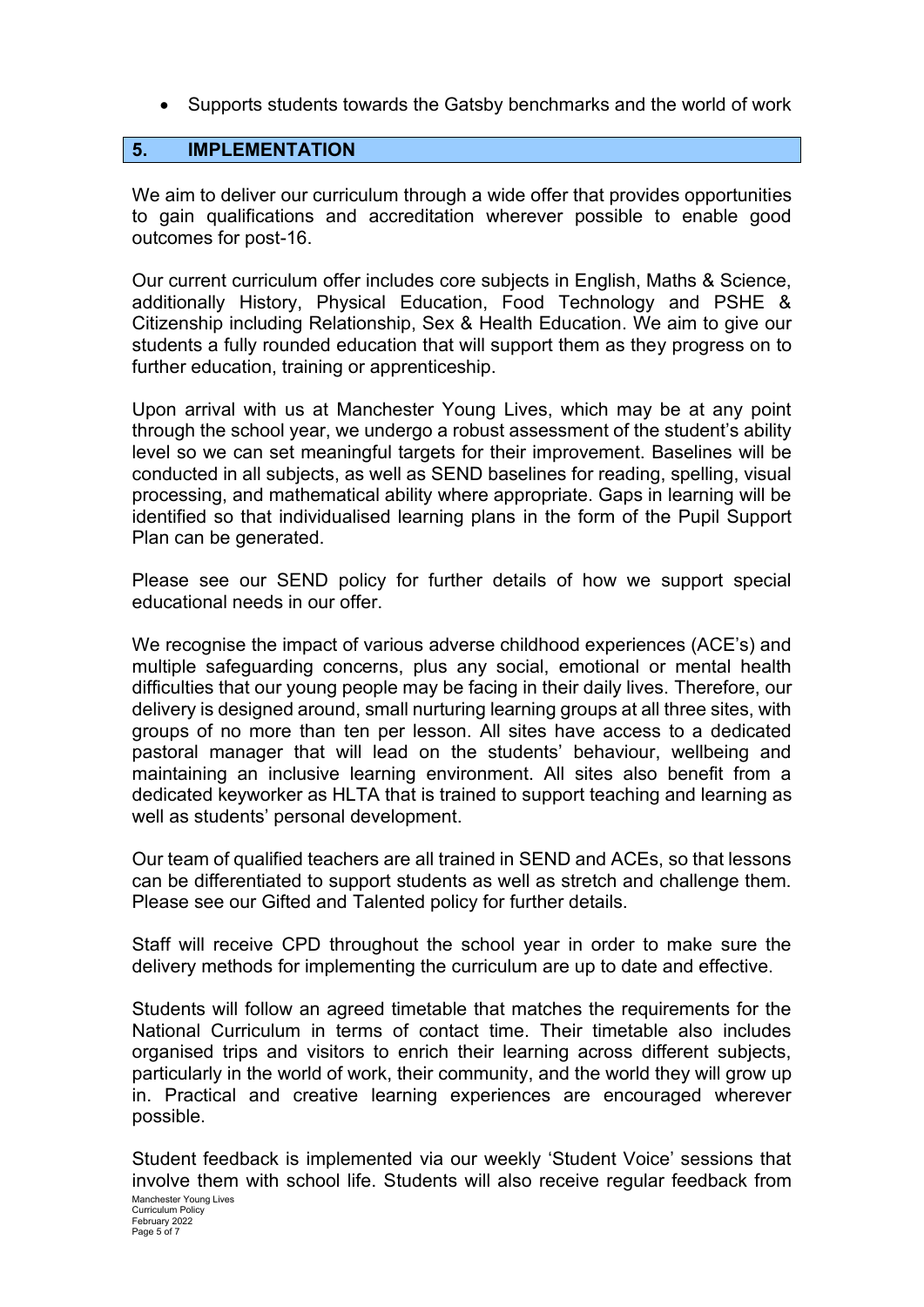- Supports students towards the Gatsby benchmarks and the world of work

## 5. IMPLEMENTATION

We aim to deliver our curriculum through a wide offer that provides opportunities to gain qualifications and accreditation wherever possible to enable good outcomes for post-16.

Our current curriculum offer includes core subjects in English, Maths & Science, additionally History, Physical Education, Food Technology and PSHE & Citizenship including Relationship, Sex & Health Education. We aim to give our students a fully rounded education that will support them as they progress on to further education, training or apprenticeship.

Upon arrival with us at Manchester Young Lives, which may be at any point through the school year, we undergo a robust assessment of the student's ability level so we can set meaningful targets for their improvement. Baselines will be conducted in all subjects, as well as SEND baselines for reading, spelling, visual processing, and mathematical ability where appropriate. Gaps in learning will be identified so that individualised learning plans in the form of the Pupil Support Plan can be generated.

Please see our SEND policy for further details of how we support special educational needs in our offer.

We recognise the impact of various adverse childhood experiences (ACE's) and multiple safeguarding concerns, plus any social, emotional or mental health difficulties that our young people may be facing in their daily lives. Therefore, our delivery is designed around, small nurturing learning groups at all three sites, with groups of no more than ten per lesson. All sites have access to a dedicated pastoral manager that will lead on the students' behaviour, wellbeing and maintaining an inclusive learning environment. All sites also benefit from a dedicated keyworker as HLTA that is trained to support teaching and learning as well as students' personal development.

Our team of qualified teachers are all trained in SEND and ACEs, so that lessons can be differentiated to support students as well as stretch and challenge them. Please see our Gifted and Talented policy for further details.

Staff will receive CPD throughout the school year in order to make sure the delivery methods for implementing the curriculum are up to date and effective.

Students will follow an agreed timetable that matches the requirements for the National Curriculum in terms of contact time. Their timetable also includes organised trips and visitors to enrich their learning across different subjects, particularly in the world of work, their community, and the world they will grow up in. Practical and creative learning experiences are encouraged wherever possible.

Student feedback is implemented via our weekly 'Student Voice' sessions that involve them with school life. Students will also receive regular feedback from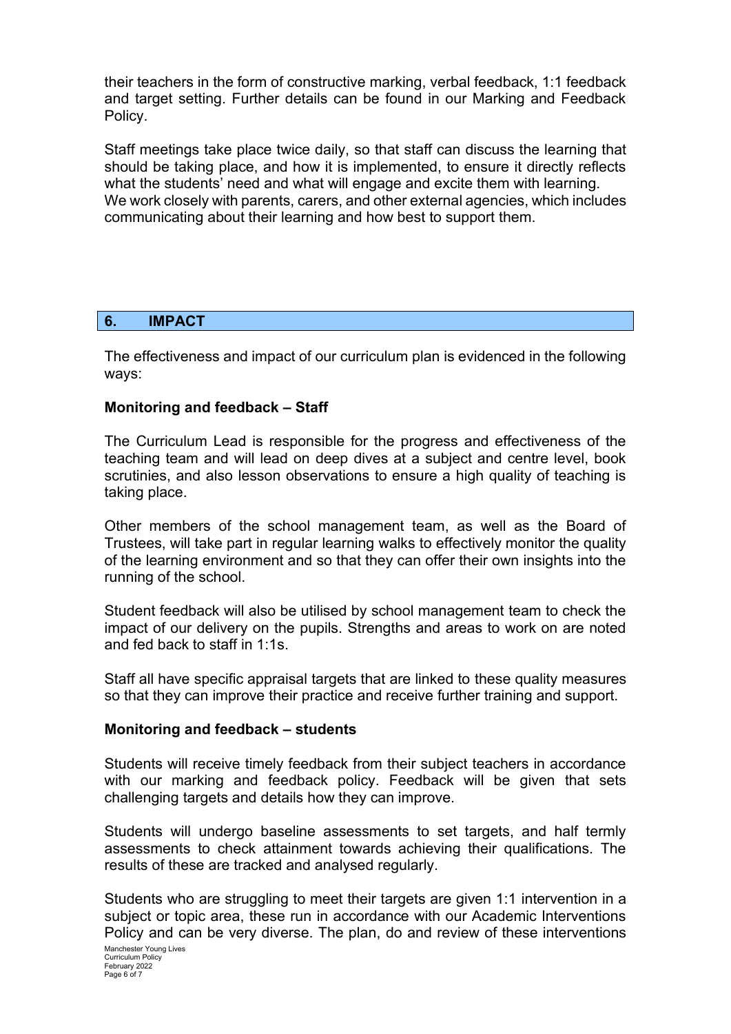their teachers in the form of constructive marking, verbal feedback, 1:1 feedback and target setting. Further details can be found in our Marking and Feedback Policy.

Staff meetings take place twice daily, so that staff can discuss the learning that should be taking place, and how it is implemented, to ensure it directly reflects what the students' need and what will engage and excite them with learning. We work closely with parents, carers, and other external agencies, which includes communicating about their learning and how best to support them.

## 6. IMPACT

The effectiveness and impact of our curriculum plan is evidenced in the following ways:

**Monitoring and feedback – Staff**

The Curriculum Lead is responsible for the progress and effectiveness of the teaching team and will lead on deep dives at a subject and centre level, book scrutinies, and also lesson observations to ensure a high quality of teaching is taking place.

Other members of the school management team, as well as the Board of Trustees, will take part in regular learning walks to effectively monitor the quality of the learning environment and so that they can offer their own insights into the running of the school.

Student feedback will also be utilised by school management team to check the impact of our delivery on the pupils. Strengths and areas to work on are noted and fed back to staff in 1:1s.

Staff all have specific appraisal targets that are linked to these quality measures so that they can improve their practice and receive further training and support.

**Monitoring and feedback – students**

Students will receive timely feedback from their subject teachers in accordance with our marking and feedback policy. Feedback will be given that sets challenging targets and details how they can improve.

Students will undergo baseline assessments to set targets, and half termly assessments to check attainment towards achieving their qualifications. The results of these are tracked and analysed regularly.

Students who are struggling to meet their targets are given 1:1 intervention in a subject or topic area, these run in accordance with our Academic Interventions Policy and can be very diverse. The plan, do and review of these interventions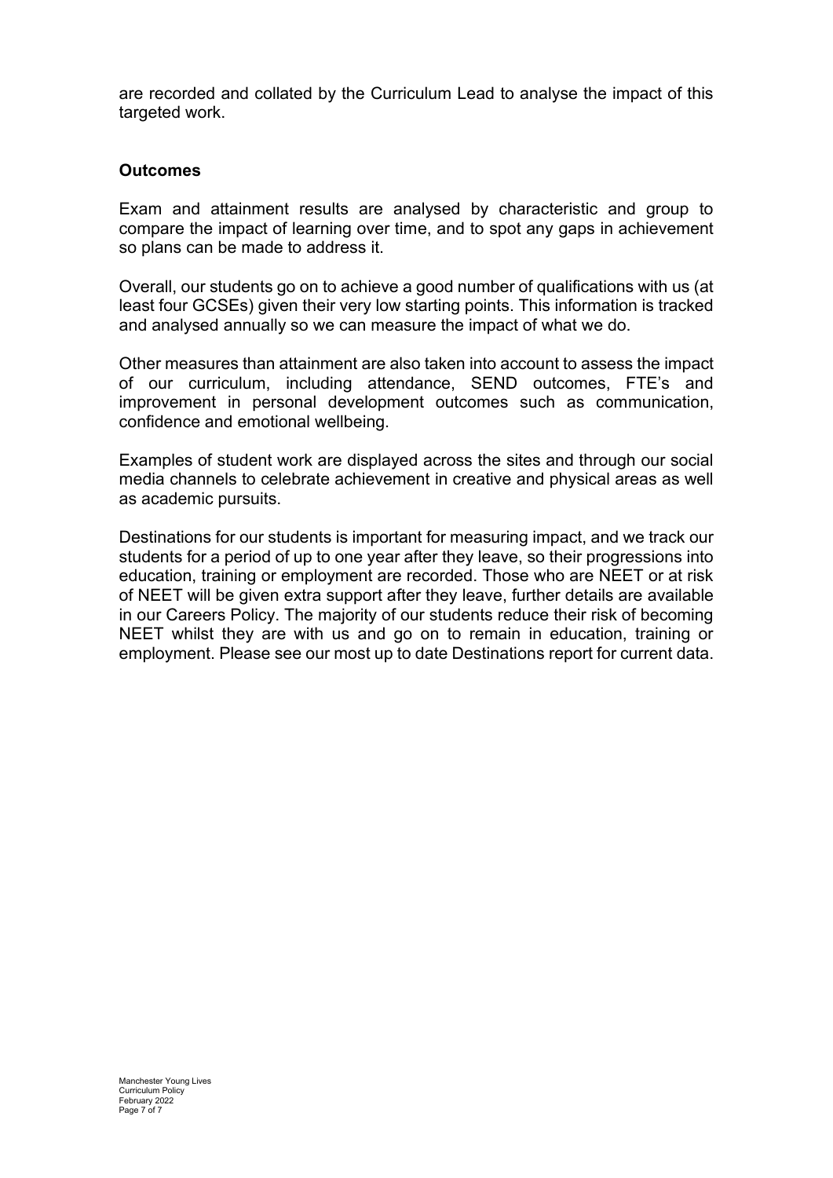are recorded and collated by the Curriculum Lead to analyse the impact of this targeted work.

## Outcomes

Exam and attainment results are analysed by characteristic and group to compare the impact of learning over time, and to spot any gaps in achievement so plans can be made to address it.

Overall, our students go on to achieve a good number of qualifications with us (at least four GCSEs) given their very low starting points. This information is tracked and analysed annually so we can measure the impact of what we do.

Other measures than attainment are also taken into account to assess the impact of our curriculum, including attendance, SEND outcomes, FTE's and improvement in personal development outcomes such as communication, confidence and emotional wellbeing.

Examples of student work are displayed across the sites and through our social media channels to celebrate achievement in creative and physical areas as well as academic pursuits.

Destinations for our students is important for measuring impact, and we track our students for a period of up to one year after they leave, so their progressions into education, training or employment are recorded. Those who are NEET or at risk of NEET will be given extra support after they leave, further details are available in our Careers Policy. The majority of our students reduce their risk of becoming NEET whilst they are with us and go on to remain in education, training or employment. Please see our most up to date Destinations report for current data.